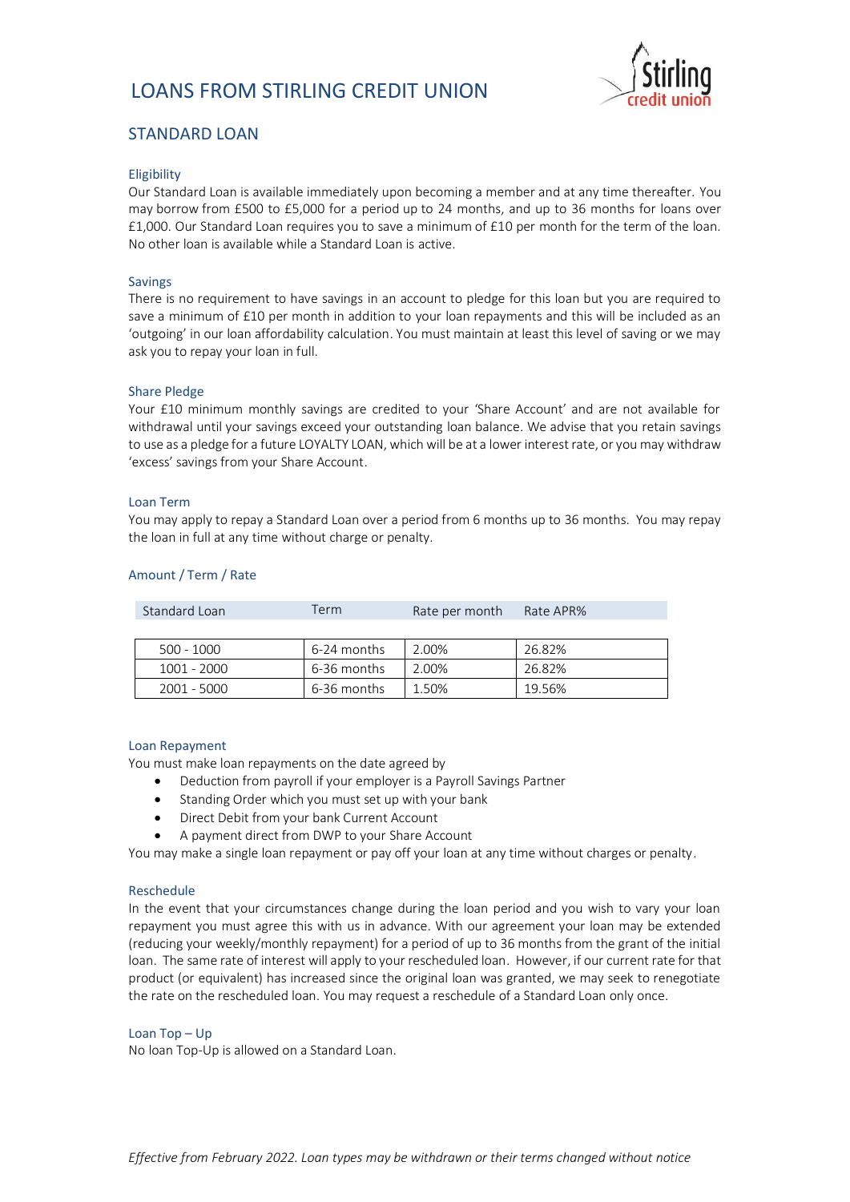# LOANS FROM STIRLING CREDIT UNION

## STANDARD LOAN

### Eligibility

Our Standard Loan is available immediately upon becoming a member and at any time thereafter. You may borrow from £500 to £5,000 for a period up to 24 months, and up to 36 months for loans over £1,000. Our Standard Loan requires you to save a minimum of £10 per month for the term of the loan. No other loan is available while a Standard Loan is active.

### Savings

There is no requirement to have savings in an account to pledge for this loan but you are required to save a minimum of £10 per month in addition to your loan repayments and this will be included as an 'outgoing' in our loan affordability calculation. You must maintain at least this level of saving or we may ask you to repay your loan in full.

### Share Pledge

Your £10 minimum monthly savings are credited to your 'Share Account' and are not available for withdrawal until your savings exceed your outstanding loan balance. We advise that you retain savings to use as a pledge for a future LOYALTY LOAN, which will be at a lower interest rate, or you may withdraw 'excess' savings from your Share Account.

### Loan Term

You may apply to repay a Standard Loan over a period from 6 months up to 36 months. You may repay the loan in full at any time without charge or penalty.

### Amount / Term / Rate

| Standard Loan | Term | Rate per month | Rate APR% |
|---|---|---|---|
| 500 - 1000 | 6-24 months | 2.00% | 26.82% |
| 1001 - 2000 | 6-36 months | 2.00% | 26.82% |
| 2001 - 5000 | 6-36 months | 1.50% | 19.56% |

### Loan Repayment

You must make loan repayments on the date agreed by

- Deduction from payroll if your employer is a Payroll Savings Partner
- Standing Order which you must set up with your bank
- Direct Debit from your bank Current Account
- A payment direct from DWP to your Share Account

You may make a single loan repayment or pay off your loan at any time without charges or penalty.

### Reschedule

In the event that your circumstances change during the loan period and you wish to vary your loan repayment you must agree this with us in advance. With our agreement your loan may be extended (reducing your weekly/monthly repayment) for a period of up to 36 months from the grant of the initial loan. The same rate of interest will apply to your rescheduled loan. However, if our current rate for that product (or equivalent) has increased since the original loan was granted, we may seek to renegotiate the rate on the rescheduled loan. You may request a reschedule of a Standard Loan only once.

### Loan Top – Up

No loan Top-Up is allowed on a Standard Loan.

*Effective from February 2022. Loan types may be withdrawn or their terms changed without notice*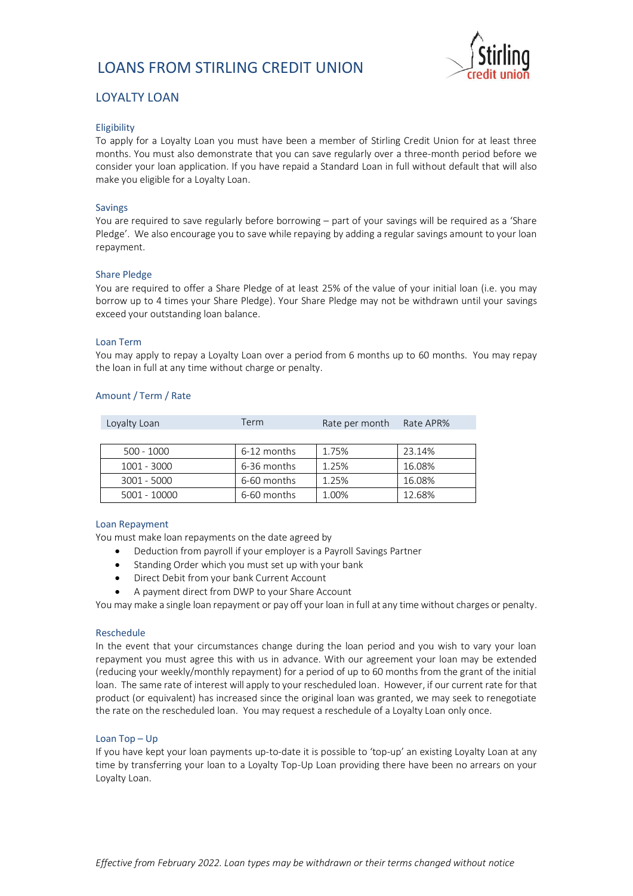# LOANS FROM STIRLING CREDIT UNION

## LOYALTY LOAN

### Eligibility

To apply for a Loyalty Loan you must have been a member of Stirling Credit Union for at least three months. You must also demonstrate that you can save regularly over a three-month period before we consider your loan application. If you have repaid a Standard Loan in full without default that will also make you eligible for a Loyalty Loan.

### Savings

You are required to save regularly before borrowing – part of your savings will be required as a 'Share Pledge'. We also encourage you to save while repaying by adding a regular savings amount to your loan repayment.

### Share Pledge

You are required to offer a Share Pledge of at least 25% of the value of your initial loan (i.e. you may borrow up to 4 times your Share Pledge). Your Share Pledge may not be withdrawn until your savings exceed your outstanding loan balance.

### Loan Term

You may apply to repay a Loyalty Loan over a period from 6 months up to 60 months. You may repay the loan in full at any time without charge or penalty.

### Amount / Term / Rate

| Loyalty Loan | Term | Rate per month | Rate APR% |
|---|---|---|---|
| 500 - 1000 | 6-12 months | 1.75% | 23.14% |
| 1001 - 3000 | 6-36 months | 1.25% | 16.08% |
| 3001 - 5000 | 6-60 months | 1.25% | 16.08% |
| 5001 - 10000 | 6-60 months | 1.00% | 12.68% |

### Loan Repayment

You must make loan repayments on the date agreed by

- Deduction from payroll if your employer is a Payroll Savings Partner
- Standing Order which you must set up with your bank
- Direct Debit from your bank Current Account
- A payment direct from DWP to your Share Account

You may make a single loan repayment or pay off your loan in full at any time without charges or penalty.

### Reschedule

In the event that your circumstances change during the loan period and you wish to vary your loan repayment you must agree this with us in advance. With our agreement your loan may be extended (reducing your weekly/monthly repayment) for a period of up to 60 months from the grant of the initial loan. The same rate of interest will apply to your rescheduled loan. However, if our current rate for that product (or equivalent) has increased since the original loan was granted, we may seek to renegotiate the rate on the rescheduled loan. You may request a reschedule of a Loyalty Loan only once.

### Loan Top – Up

If you have kept your loan payments up-to-date it is possible to 'top-up' an existing Loyalty Loan at any time by transferring your loan to a Loyalty Top-Up Loan providing there have been no arrears on your Loyalty Loan.

*Effective from February 2022. Loan types may be withdrawn or their terms changed without notice*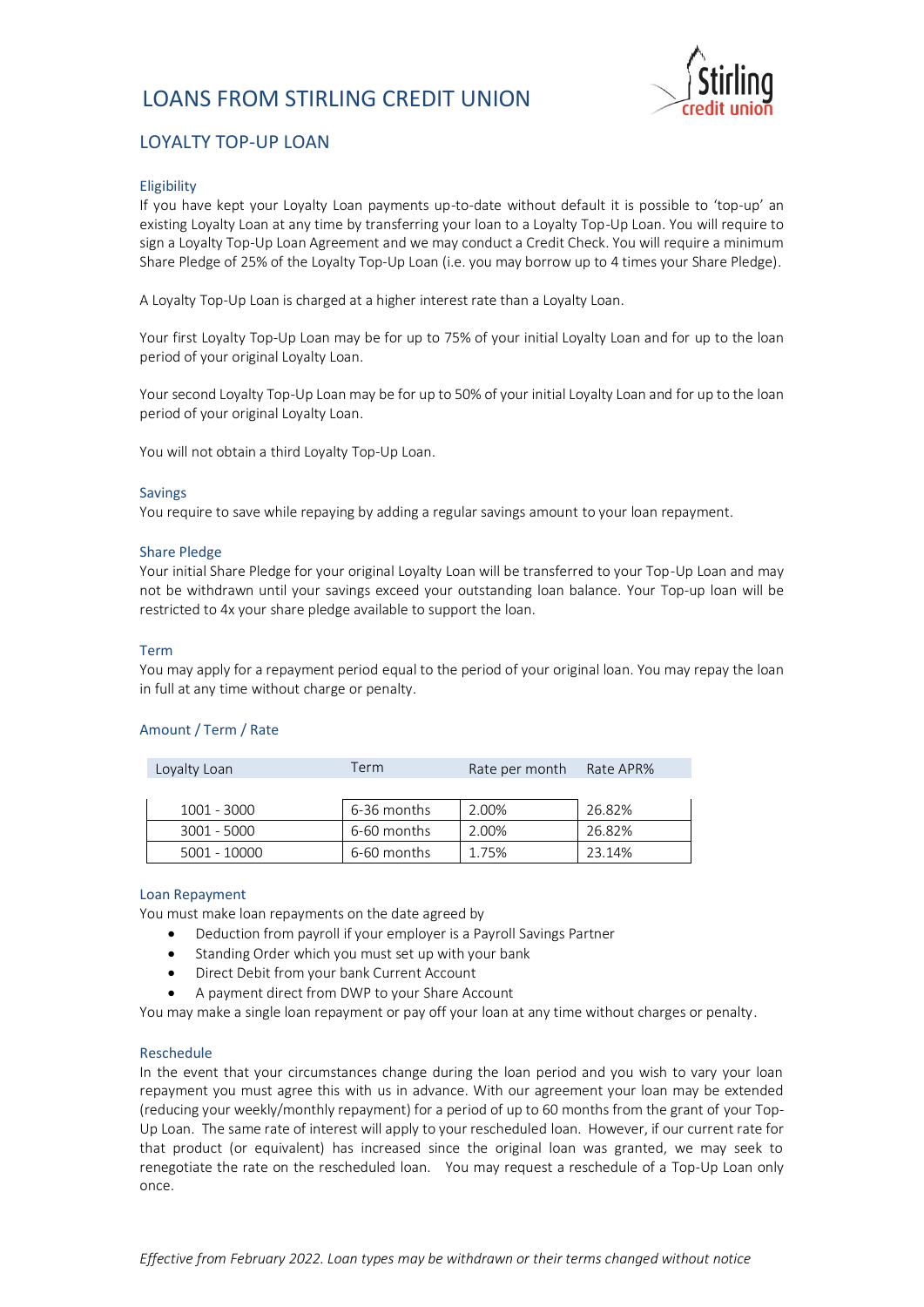# LOANS FROM STIRLING CREDIT UNION

## LOYALTY TOP-UP LOAN

### Eligibility

If you have kept your Loyalty Loan payments up-to-date without default it is possible to 'top-up' an existing Loyalty Loan at any time by transferring your loan to a Loyalty Top-Up Loan. You will require to sign a Loyalty Top-Up Loan Agreement and we may conduct a Credit Check. You will require a minimum Share Pledge of 25% of the Loyalty Top-Up Loan (i.e. you may borrow up to 4 times your Share Pledge).

A Loyalty Top-Up Loan is charged at a higher interest rate than a Loyalty Loan.

Your first Loyalty Top-Up Loan may be for up to 75% of your initial Loyalty Loan and for up to the loan period of your original Loyalty Loan.

Your second Loyalty Top-Up Loan may be for up to 50% of your initial Loyalty Loan and for up to the loan period of your original Loyalty Loan.

You will not obtain a third Loyalty Top-Up Loan.

### Savings

You require to save while repaying by adding a regular savings amount to your loan repayment.

### Share Pledge

Your initial Share Pledge for your original Loyalty Loan will be transferred to your Top-Up Loan and may not be withdrawn until your savings exceed your outstanding loan balance. Your Top-up loan will be restricted to 4x your share pledge available to support the loan.

### Term

You may apply for a repayment period equal to the period of your original loan. You may repay the loan in full at any time without charge or penalty.

### Amount / Term / Rate

| Loyalty Loan | Term | Rate per month | Rate APR% |
|---|---|---|---|
| 1001 - 3000 | 6-36 months | 2.00% | 26.82% |
| 3001 - 5000 | 6-60 months | 2.00% | 26.82% |
| 5001 - 10000 | 6-60 months | 1.75% | 23.14% |

### Loan Repayment

You must make loan repayments on the date agreed by

- Deduction from payroll if your employer is a Payroll Savings Partner
- Standing Order which you must set up with your bank
- Direct Debit from your bank Current Account
- A payment direct from DWP to your Share Account

You may make a single loan repayment or pay off your loan at any time without charges or penalty.

### Reschedule

In the event that your circumstances change during the loan period and you wish to vary your loan repayment you must agree this with us in advance. With our agreement your loan may be extended (reducing your weekly/monthly repayment) for a period of up to 60 months from the grant of your Top-Up Loan. The same rate of interest will apply to your rescheduled loan. However, if our current rate for that product (or equivalent) has increased since the original loan was granted, we may seek to renegotiate the rate on the rescheduled loan. You may request a reschedule of a Top-Up Loan only once.

*Effective from February 2022. Loan types may be withdrawn or their terms changed without notice*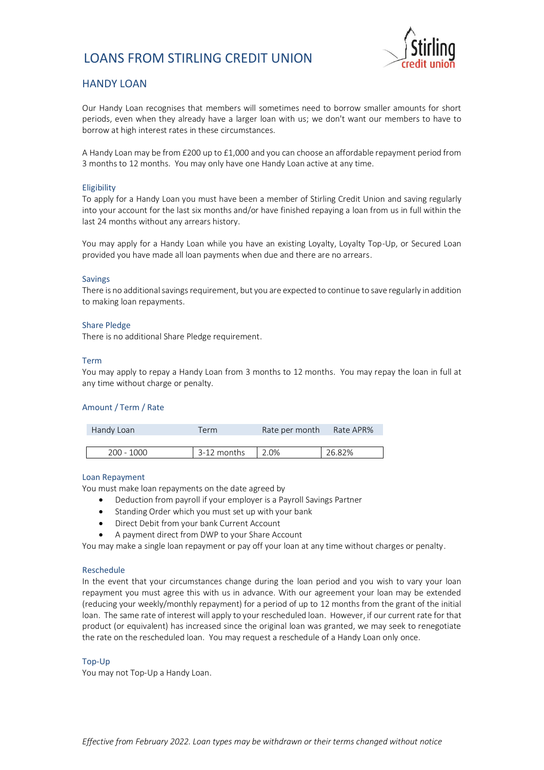# LOANS FROM STIRLING CREDIT UNION

## HANDY LOAN

Our Handy Loan recognises that members will sometimes need to borrow smaller amounts for short periods, even when they already have a larger loan with us; we don't want our members to have to borrow at high interest rates in these circumstances.

A Handy Loan may be from £200 up to £1,000 and you can choose an affordable repayment period from 3 months to 12 months. You may only have one Handy Loan active at any time.

### Eligibility

To apply for a Handy Loan you must have been a member of Stirling Credit Union and saving regularly into your account for the last six months and/or have finished repaying a loan from us in full within the last 24 months without any arrears history.

You may apply for a Handy Loan while you have an existing Loyalty, Loyalty Top-Up, or Secured Loan provided you have made all loan payments when due and there are no arrears.

### Savings

There is no additional savings requirement, but you are expected to continue to save regularly in addition to making loan repayments.

### Share Pledge

There is no additional Share Pledge requirement.

### Term

You may apply to repay a Handy Loan from 3 months to 12 months. You may repay the loan in full at any time without charge or penalty.

### Amount / Term / Rate

| Handy Loan | Term | Rate per month | Rate APR% |
|---|---|---|---|
| 200 - 1000 | 3-12 months | 2.0% | 26.82% |

### Loan Repayment

You must make loan repayments on the date agreed by

- Deduction from payroll if your employer is a Payroll Savings Partner
- Standing Order which you must set up with your bank
- Direct Debit from your bank Current Account
- A payment direct from DWP to your Share Account

You may make a single loan repayment or pay off your loan at any time without charges or penalty.

### Reschedule

In the event that your circumstances change during the loan period and you wish to vary your loan repayment you must agree this with us in advance. With our agreement your loan may be extended (reducing your weekly/monthly repayment) for a period of up to 12 months from the grant of the initial loan. The same rate of interest will apply to your rescheduled loan. However, if our current rate for that product (or equivalent) has increased since the original loan was granted, we may seek to renegotiate the rate on the rescheduled loan. You may request a reschedule of a Handy Loan only once.

### Top-Up

You may not Top-Up a Handy Loan.

*Effective from February 2022. Loan types may be withdrawn or their terms changed without notice*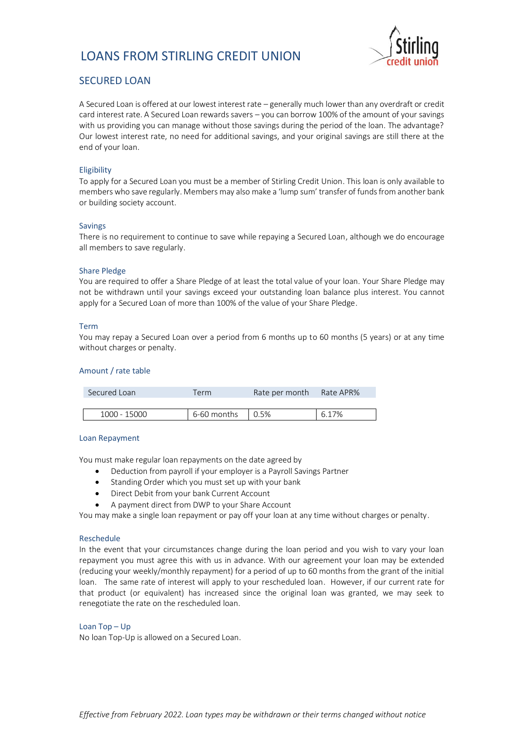# LOANS FROM STIRLING CREDIT UNION

## SECURED LOAN

A Secured Loan is offered at our lowest interest rate – generally much lower than any overdraft or credit card interest rate. A Secured Loan rewards savers – you can borrow 100% of the amount of your savings with us providing you can manage without those savings during the period of the loan. The advantage? Our lowest interest rate, no need for additional savings, and your original savings are still there at the end of your loan.

### Eligibility

To apply for a Secured Loan you must be a member of Stirling Credit Union. This loan is only available to members who save regularly. Members may also make a 'lump sum' transfer of funds from another bank or building society account.

### Savings

There is no requirement to continue to save while repaying a Secured Loan, although we do encourage all members to save regularly.

### Share Pledge

You are required to offer a Share Pledge of at least the total value of your loan. Your Share Pledge may not be withdrawn until your savings exceed your outstanding loan balance plus interest. You cannot apply for a Secured Loan of more than 100% of the value of your Share Pledge.

### Term

You may repay a Secured Loan over a period from 6 months up to 60 months (5 years) or at any time without charges or penalty.

### Amount / rate table

| Secured Loan | Term | Rate per month | Rate APR% |
|---|---|---|---|
| 1000 - 15000 | 6-60 months | 0.5% | 6.17% |

### Loan Repayment

You must make regular loan repayments on the date agreed by

- Deduction from payroll if your employer is a Payroll Savings Partner
- Standing Order which you must set up with your bank
- Direct Debit from your bank Current Account
- A payment direct from DWP to your Share Account

You may make a single loan repayment or pay off your loan at any time without charges or penalty.

### Reschedule

In the event that your circumstances change during the loan period and you wish to vary your loan repayment you must agree this with us in advance. With our agreement your loan may be extended (reducing your weekly/monthly repayment) for a period of up to 60 months from the grant of the initial loan. The same rate of interest will apply to your rescheduled loan. However, if our current rate for that product (or equivalent) has increased since the original loan was granted, we may seek to renegotiate the rate on the rescheduled loan.

### Loan Top – Up

No loan Top-Up is allowed on a Secured Loan.

*Effective from February 2022. Loan types may be withdrawn or their terms changed without notice*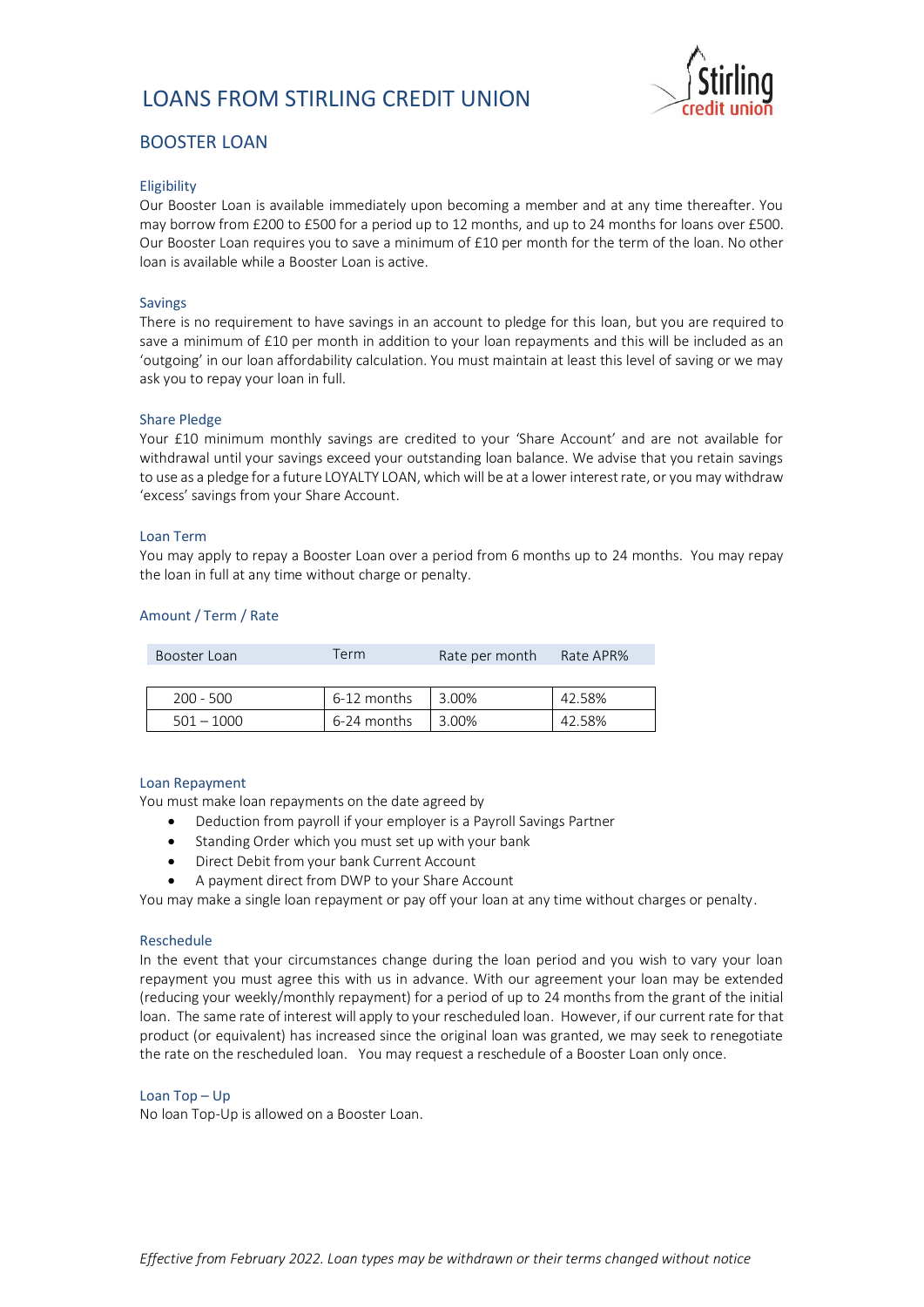# LOANS FROM STIRLING CREDIT UNION

## BOOSTER LOAN

### Eligibility

Our Booster Loan is available immediately upon becoming a member and at any time thereafter. You may borrow from £200 to £500 for a period up to 12 months, and up to 24 months for loans over £500. Our Booster Loan requires you to save a minimum of £10 per month for the term of the loan. No other loan is available while a Booster Loan is active.

### Savings

There is no requirement to have savings in an account to pledge for this loan, but you are required to save a minimum of £10 per month in addition to your loan repayments and this will be included as an 'outgoing' in our loan affordability calculation. You must maintain at least this level of saving or we may ask you to repay your loan in full.

### Share Pledge

Your £10 minimum monthly savings are credited to your 'Share Account' and are not available for withdrawal until your savings exceed your outstanding loan balance. We advise that you retain savings to use as a pledge for a future LOYALTY LOAN, which will be at a lower interest rate, or you may withdraw 'excess' savings from your Share Account.

### Loan Term

You may apply to repay a Booster Loan over a period from 6 months up to 24 months. You may repay the loan in full at any time without charge or penalty.

### Amount / Term / Rate

| Booster Loan | Term | Rate per month | Rate APR% |
|---|---|---|---|
| 200 - 500 | 6-12 months | 3.00% | 42.58% |
| 501 – 1000 | 6-24 months | 3.00% | 42.58% |

### Loan Repayment

You must make loan repayments on the date agreed by

- Deduction from payroll if your employer is a Payroll Savings Partner
- Standing Order which you must set up with your bank
- Direct Debit from your bank Current Account
- A payment direct from DWP to your Share Account

You may make a single loan repayment or pay off your loan at any time without charges or penalty.

### Reschedule

In the event that your circumstances change during the loan period and you wish to vary your loan repayment you must agree this with us in advance. With our agreement your loan may be extended (reducing your weekly/monthly repayment) for a period of up to 24 months from the grant of the initial loan. The same rate of interest will apply to your rescheduled loan. However, if our current rate for that product (or equivalent) has increased since the original loan was granted, we may seek to renegotiate the rate on the rescheduled loan. You may request a reschedule of a Booster Loan only once.

### Loan Top – Up

No loan Top-Up is allowed on a Booster Loan.

*Effective from February 2022. Loan types may be withdrawn or their terms changed without notice*